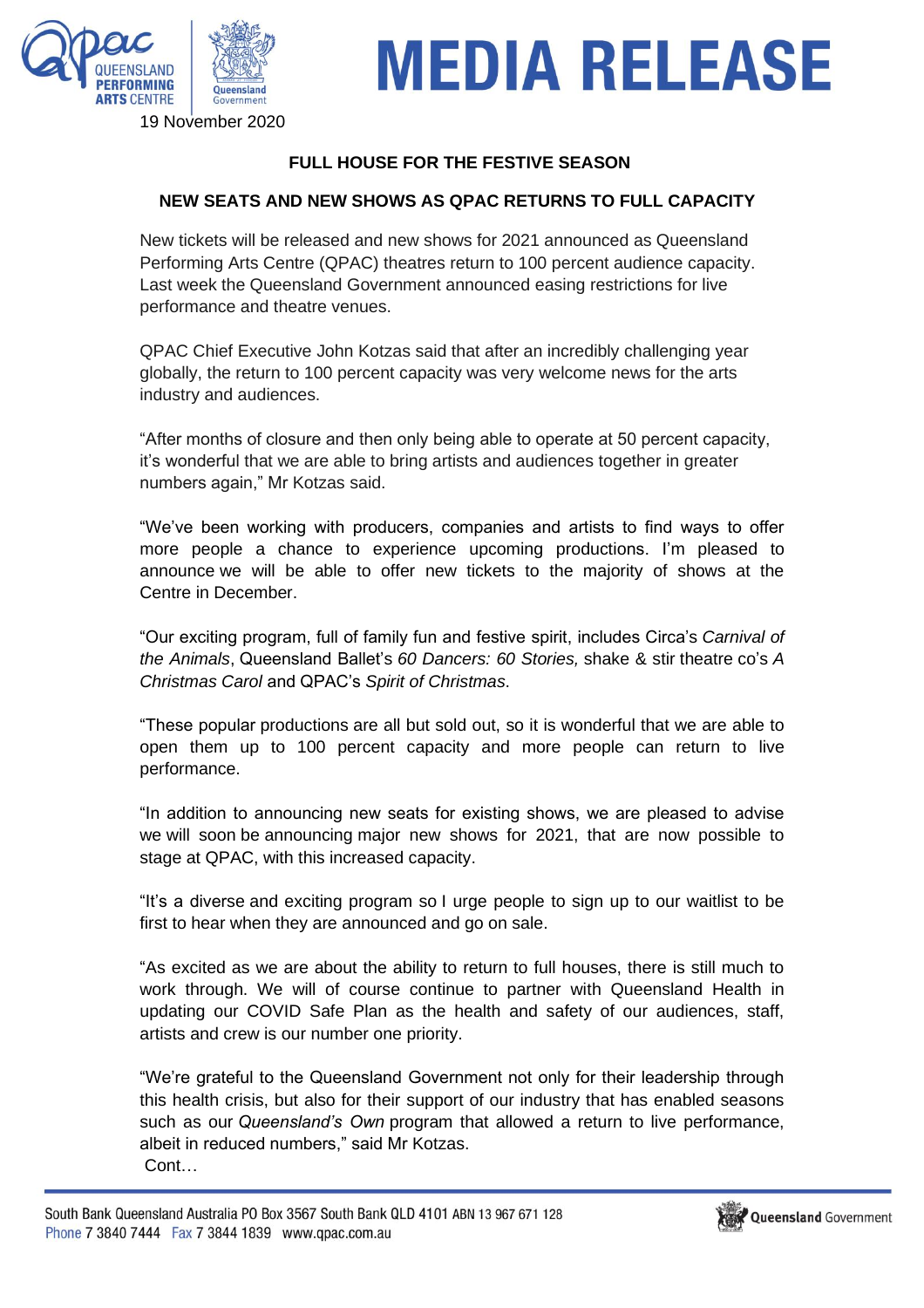# MEDIA RELEASE

19 November 2020

**FULL HOUSE FOR THE FESTIVE SEASON**

**NEW SEATS AND NEW SHOWS AS QPAC RETURNS TO FULL CAPACITY**

New tickets will be released and new shows for 2021 announced as Queensland Performing Arts Centre (QPAC) theatres return to 100 percent audience capacity. Last week the Queensland Government announced easing restrictions for live performance and theatre venues.

QPAC Chief Executive John Kotzas said that after an incredibly challenging year globally, the return to 100 percent capacity was very welcome news for the arts industry and audiences.

"After months of closure and then only being able to operate at 50 percent capacity, it's wonderful that we are able to bring artists and audiences together in greater numbers again," Mr Kotzas said.

"We've been working with producers, companies and artists to find ways to offer more people a chance to experience upcoming productions. I'm pleased to announce we will be able to offer new tickets to the majority of shows at the Centre in December.

"Our exciting program, full of family fun and festive spirit, includes Circa's *Carnival of the Animals*, Queensland Ballet's *60 Dancers: 60 Stories,* shake & stir theatre co's *A Christmas Carol* and QPAC's *Spirit of Christmas*.

"These popular productions are all but sold out, so it is wonderful that we are able to open them up to 100 percent capacity and more people can return to live performance.

"In addition to announcing new seats for existing shows, we are pleased to advise we will soon be announcing major new shows for 2021, that are now possible to stage at QPAC, with this increased capacity.

"It's a diverse and exciting program so I urge people to sign up to our waitlist to be first to hear when they are announced and go on sale.

"As excited as we are about the ability to return to full houses, there is still much to work through. We will of course continue to partner with Queensland Health in updating our COVID Safe Plan as the health and safety of our audiences, staff, artists and crew is our number one priority.

"We're grateful to the Queensland Government not only for their leadership through this health crisis, but also for their support of our industry that has enabled seasons such as our *Queensland's Own* program that allowed a return to live performance, albeit in reduced numbers," said Mr Kotzas.

Cont…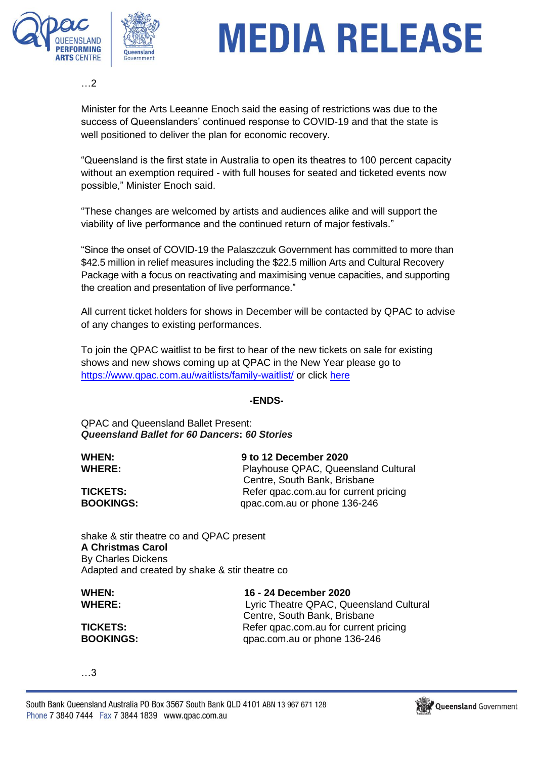…2

Minister for the Arts Leeanne Enoch said the easing of restrictions was due to the success of Queenslanders' continued response to COVID-19 and that the state is well positioned to deliver the plan for economic recovery.

"Queensland is the first state in Australia to open its theatres to 100 percent capacity without an exemption required - with full houses for seated and ticketed events now possible," Minister Enoch said.

"These changes are welcomed by artists and audiences alike and will support the viability of live performance and the continued return of major festivals."

"Since the onset of COVID-19 the Palaszczuk Government has committed to more than $42.5 million in relief measures including the $22.5 million Arts and Cultural Recovery Package with a focus on reactivating and maximising venue capacities, and supporting the creation and presentation of live performance."

All current ticket holders for shows in December will be contacted by QPAC to advise of any changes to existing performances.

To join the QPAC waitlist to be first to hear of the new tickets on sale for existing shows and new shows coming up at QPAC in the New Year please go to https://www.qpac.com.au/waitlists/family-waitlist/ or click here

**-ENDS-**

QPAC and Queensland Ballet Present:
***Queensland Ballet for 60 Dancers*: *60 Stories***

**WHEN:** **9 to 12 December 2020**
**WHERE:** Playhouse QPAC, Queensland Cultural Centre, South Bank, Brisbane
**TICKETS:** Refer qpac.com.au for current pricing
**BOOKINGS:** qpac.com.au or phone 136-246

shake & stir theatre co and QPAC present
**A Christmas Carol**
By Charles Dickens
Adapted and created by shake & stir theatre co

**WHEN:** **16 - 24 December 2020**
**WHERE:** Lyric Theatre QPAC, Queensland Cultural Centre, South Bank, Brisbane
**TICKETS:** Refer qpac.com.au for current pricing
**BOOKINGS:** qpac.com.au or phone 136-246

…3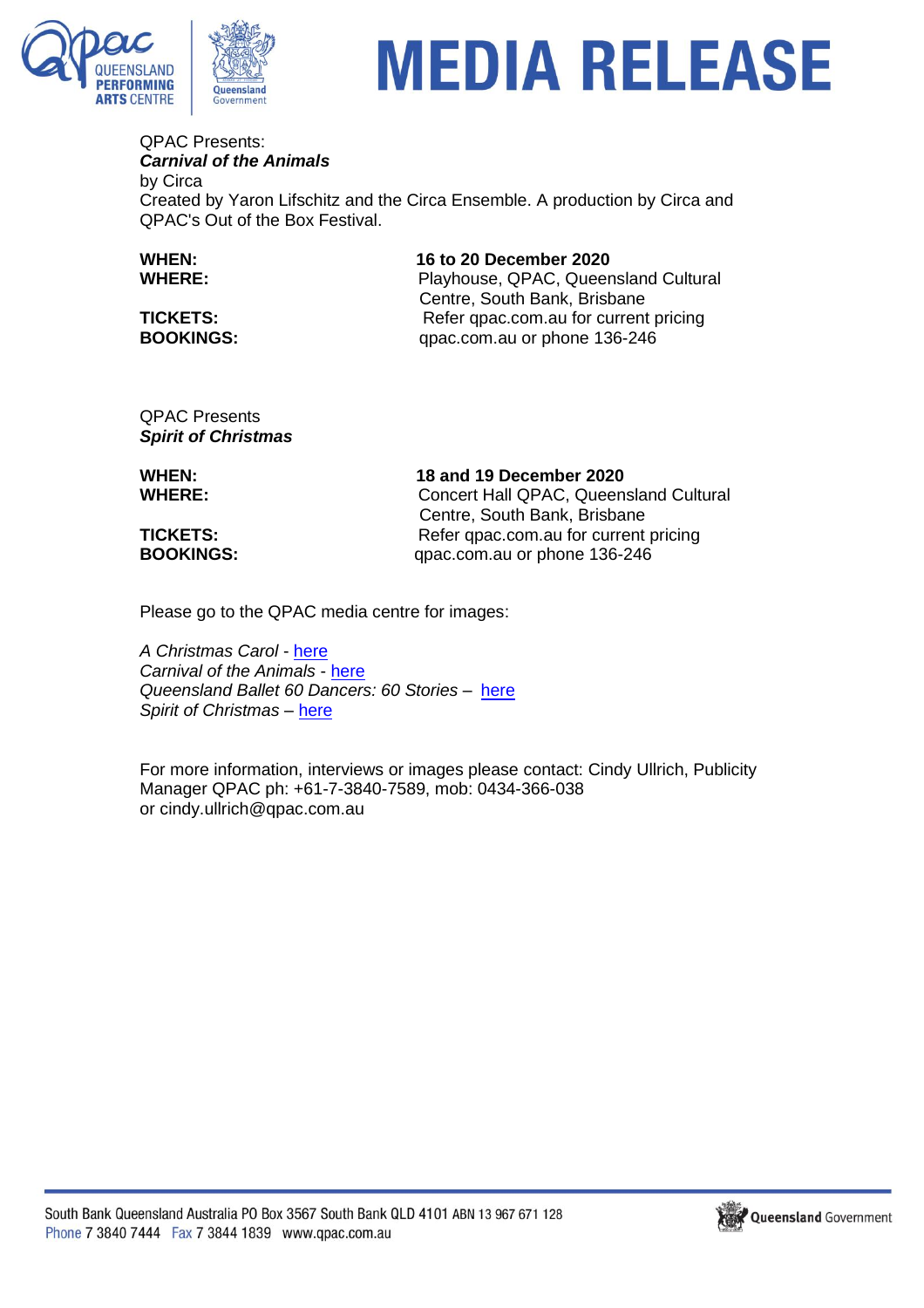QPAC Presents:
***Carnival of the Animals***
by Circa
Created by Yaron Lifschitz and the Circa Ensemble. A production by Circa and QPAC's Out of the Box Festival.

| | |
|---|---|
| **WHEN:** | **16 to 20 December 2020** |
| **WHERE:** | Playhouse, QPAC, Queensland Cultural Centre, South Bank, Brisbane |
| **TICKETS:** | Refer qpac.com.au for current pricing |
| **BOOKINGS:** | qpac.com.au or phone 136-246 |

QPAC Presents
***Spirit of Christmas***

| | |
|---|---|
| **WHEN:** | **18 and 19 December 2020** |
| **WHERE:** | Concert Hall QPAC, Queensland Cultural Centre, South Bank, Brisbane |
| **TICKETS:** | Refer qpac.com.au for current pricing |
| **BOOKINGS:** | qpac.com.au or phone 136-246 |

Please go to the QPAC media centre for images:

*A Christmas Carol* - here
*Carnival of the Animals* - here
*Queensland Ballet 60 Dancers: 60 Stories* – here
*Spirit of Christmas* – here

For more information, interviews or images please contact: Cindy Ullrich, Publicity Manager QPAC ph: +61-7-3840-7589, mob: 0434-366-038
or cindy.ullrich@qpac.com.au